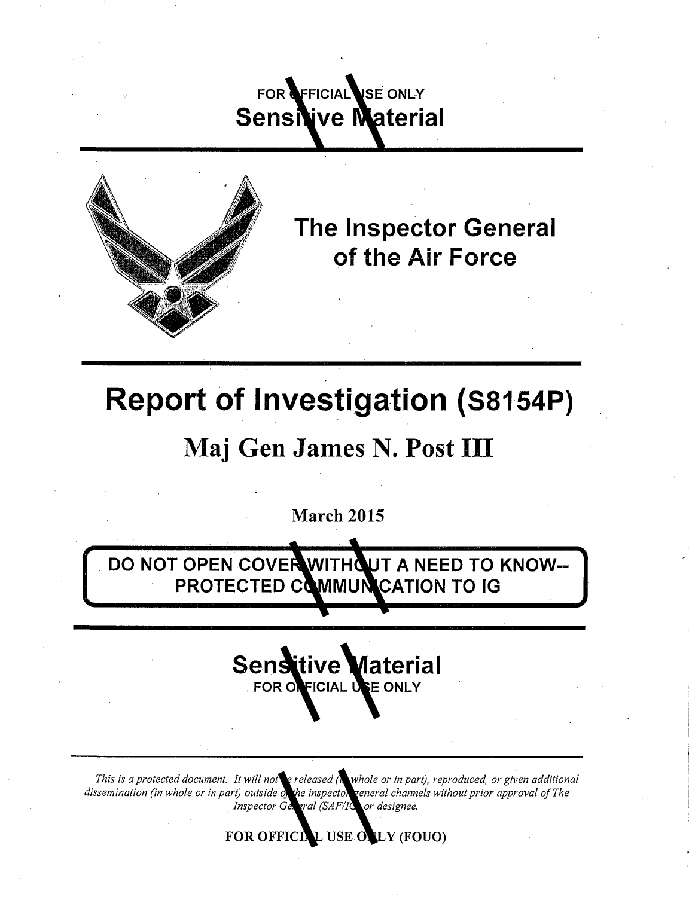FOR OFFICIAL USE ONLY
Sensitive Material

# The Inspector General of the Air Force

# Report of Investigation (S8154P)

## Maj Gen James N. Post III

March 2015

**DO NOT OPEN COVER WITHOUT A NEED TO KNOW--PROTECTED COMMUNICATION TO IG**

Sensitive Material
FOR OFFICIAL USE ONLY

*This is a protected document. It will not be released (in whole or in part), reproduced, or given additional dissemination (in whole or in part) outside of the inspector general channels without prior approval of The Inspector General (SAF/IG) or designee.*

FOR OFFICIAL USE ONLY (FOUO)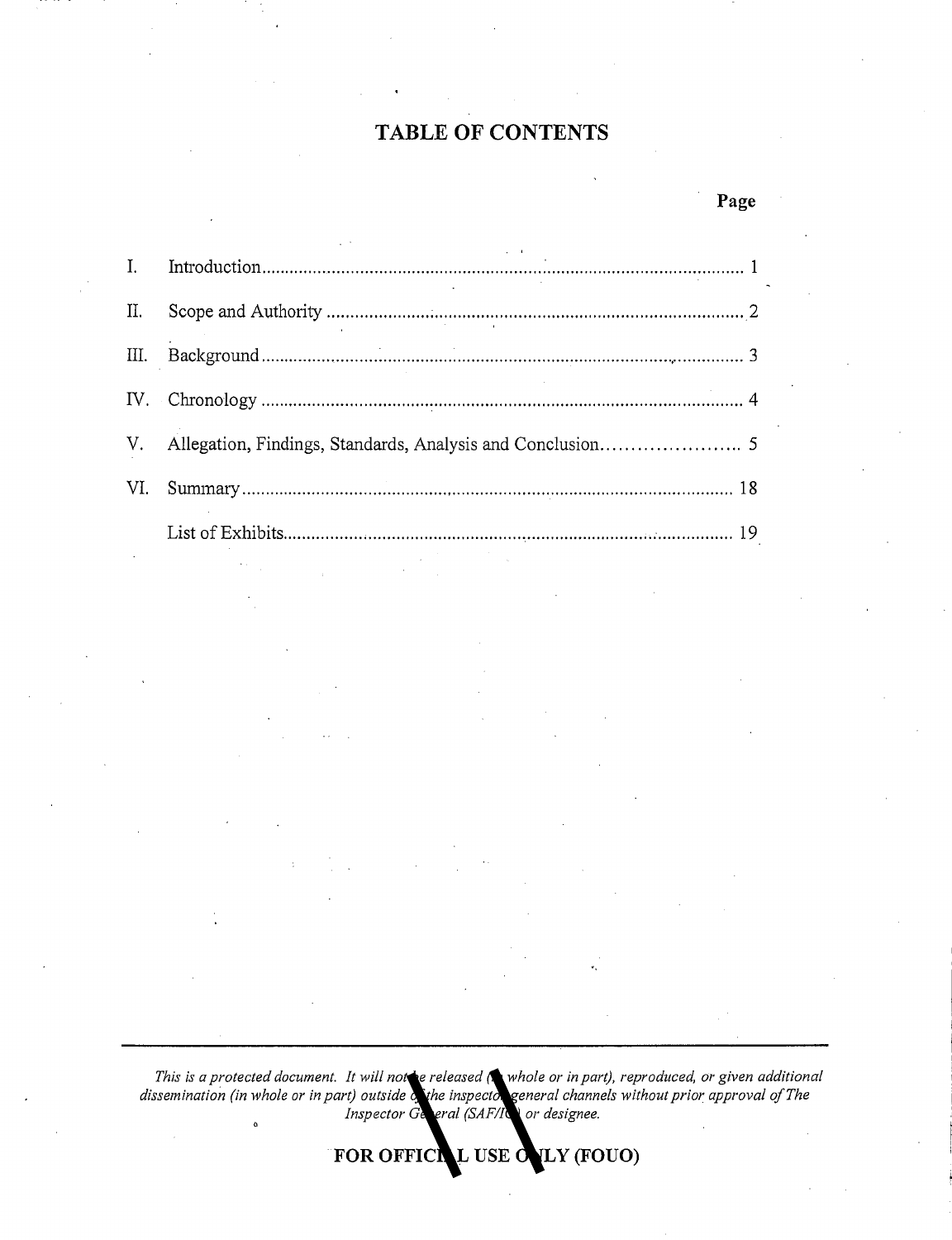# TABLE OF CONTENTS

| | | Page |
|---|---|---|
| I. | Introduction | 1 |
| II. | Scope and Authority | 2 |
| III. | Background | 3 |
| IV. | Chronology | 4 |
| V. | Allegation, Findings, Standards, Analysis and Conclusion | 5 |
| VI. | Summary | 18 |
| | List of Exhibits | 19 |

*This is a protected document. It will not be released (in whole or in part), reproduced, or given additional dissemination (in whole or in part) outside of the inspector general channels without prior approval of The Inspector General (SAF/IG) or designee.*

**FOR OFFICIAL USE ONLY (FOUO)**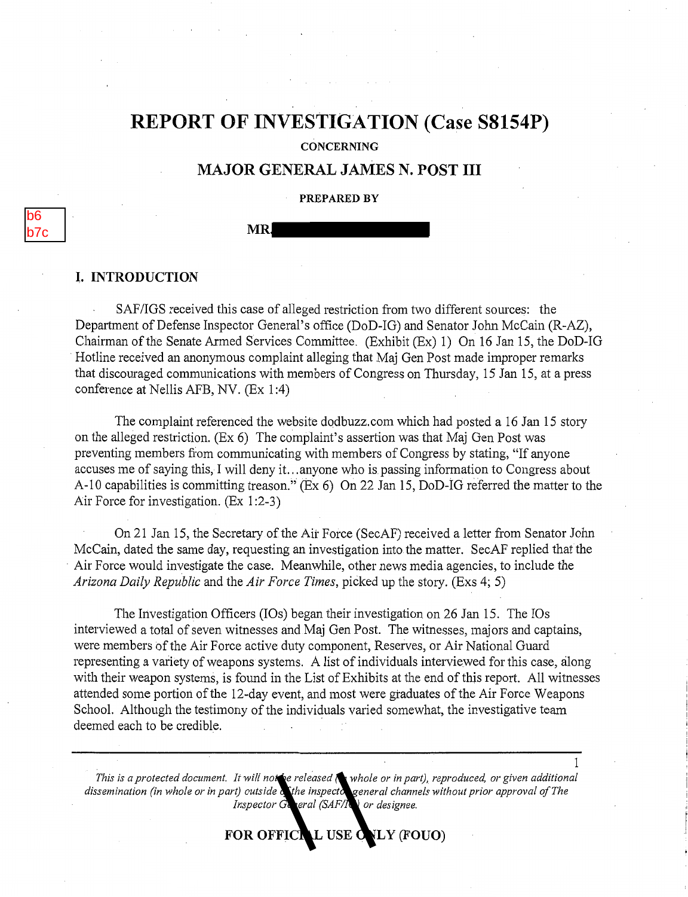# REPORT OF INVESTIGATION (Case S8154P)

**CONCERNING**

## MAJOR GENERAL JAMES N. POST III

**PREPARED BY**

b6
b7c

**MR.** [redacted]

## I. INTRODUCTION

SAF/IGS received this case of alleged restriction from two different sources: the Department of Defense Inspector General's office (DoD-IG) and Senator John McCain (R-AZ), Chairman of the Senate Armed Services Committee. (Exhibit (Ex) 1) On 16 Jan 15, the DoD-IG Hotline received an anonymous complaint alleging that Maj Gen Post made improper remarks that discouraged communications with members of Congress on Thursday, 15 Jan 15, at a press conference at Nellis AFB, NV. (Ex 1:4)

The complaint referenced the website dodbuzz.com which had posted a 16 Jan 15 story on the alleged restriction. (Ex 6) The complaint's assertion was that Maj Gen Post was preventing members from communicating with members of Congress by stating, "If anyone accuses me of saying this, I will deny it…anyone who is passing information to Congress about A-10 capabilities is committing treason." (Ex 6) On 22 Jan 15, DoD-IG referred the matter to the Air Force for investigation. (Ex 1:2-3)

On 21 Jan 15, the Secretary of the Air Force (SecAF) received a letter from Senator John McCain, dated the same day, requesting an investigation into the matter. SecAF replied that the Air Force would investigate the case. Meanwhile, other news media agencies, to include the *Arizona Daily Republic* and the *Air Force Times*, picked up the story. (Exs 4; 5)

The Investigation Officers (IOs) began their investigation on 26 Jan 15. The IOs interviewed a total of seven witnesses and Maj Gen Post. The witnesses, majors and captains, were members of the Air Force active duty component, Reserves, or Air National Guard representing a variety of weapons systems. A list of individuals interviewed for this case, along with their weapon systems, is found in the List of Exhibits at the end of this report. All witnesses attended some portion of the 12-day event, and most were graduates of the Air Force Weapons School. Although the testimony of the individuals varied somewhat, the investigative team deemed each to be credible.

*This is a protected document. It will not be released (in whole or in part), reproduced, or given additional dissemination (in whole or in part) outside of the inspector general channels without prior approval of The Inspector General (SAF/IG) or designee.*

**FOR OFFICIAL USE ONLY (FOUO)**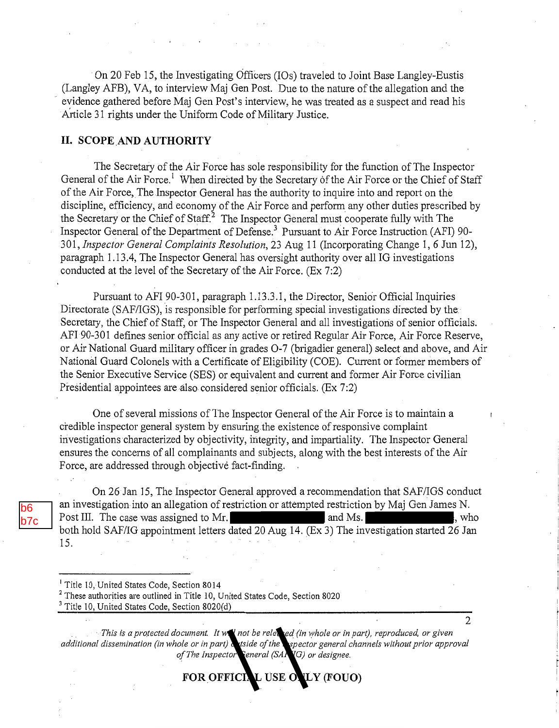On 20 Feb 15, the Investigating Officers (IOs) traveled to Joint Base Langley-Eustis (Langley AFB), VA, to interview Maj Gen Post. Due to the nature of the allegation and the evidence gathered before Maj Gen Post's interview, he was treated as a suspect and read his Article 31 rights under the Uniform Code of Military Justice.

## II. SCOPE AND AUTHORITY

The Secretary of the Air Force has sole responsibility for the function of The Inspector General of the Air Force.[1] When directed by the Secretary of the Air Force or the Chief of Staff of the Air Force, The Inspector General has the authority to inquire into and report on the discipline, efficiency, and economy of the Air Force and perform any other duties prescribed by the Secretary or the Chief of Staff.[2] The Inspector General must cooperate fully with The Inspector General of the Department of Defense.[3] Pursuant to Air Force Instruction (AFI) 90-301, *Inspector General Complaints Resolution*, 23 Aug 11 (Incorporating Change 1, 6 Jun 12), paragraph 1.13.4, The Inspector General has oversight authority over all IG investigations conducted at the level of the Secretary of the Air Force. (Ex 7:2)

Pursuant to AFI 90-301, paragraph 1.13.3.1, the Director, Senior Official Inquiries Directorate (SAF/IGS), is responsible for performing special investigations directed by the Secretary, the Chief of Staff, or The Inspector General and all investigations of senior officials. AFI 90-301 defines senior official as any active or retired Regular Air Force, Air Force Reserve, or Air National Guard military officer in grades O-7 (brigadier general) select and above, and Air National Guard Colonels with a Certificate of Eligibility (COE). Current or former members of the Senior Executive Service (SES) or equivalent and current and former Air Force civilian Presidential appointees are also considered senior officials. (Ex 7:2)

One of several missions of The Inspector General of the Air Force is to maintain a credible inspector general system by ensuring the existence of responsive complaint investigations characterized by objectivity, integrity, and impartiality. The Inspector General ensures the concerns of all complainants and subjects, along with the best interests of the Air Force, are addressed through objective fact-finding.

On 26 Jan 15, The Inspector General approved a recommendation that SAF/IGS conduct an investigation into an allegation of restriction or attempted restriction by Maj Gen James N. Post III. The case was assigned to Mr. [REDACTED] and Ms. [REDACTED], who both hold SAF/IG appointment letters dated 20 Aug 14. (Ex 3) The investigation started 26 Jan 15.

b6
b7c

---

[1] Title 10, United States Code, Section 8014

[2] These authorities are outlined in Title 10, United States Code, Section 8020

[3] Title 10, United States Code, Section 8020(d)

*This is a protected document. It will not be released (in whole or in part), reproduced, or given additional dissemination (in whole or in part) outside of the inspector general channels without prior approval of The Inspector General (SAF/IG) or designee.*

**FOR OFFICIAL USE ONLY (FOUO)**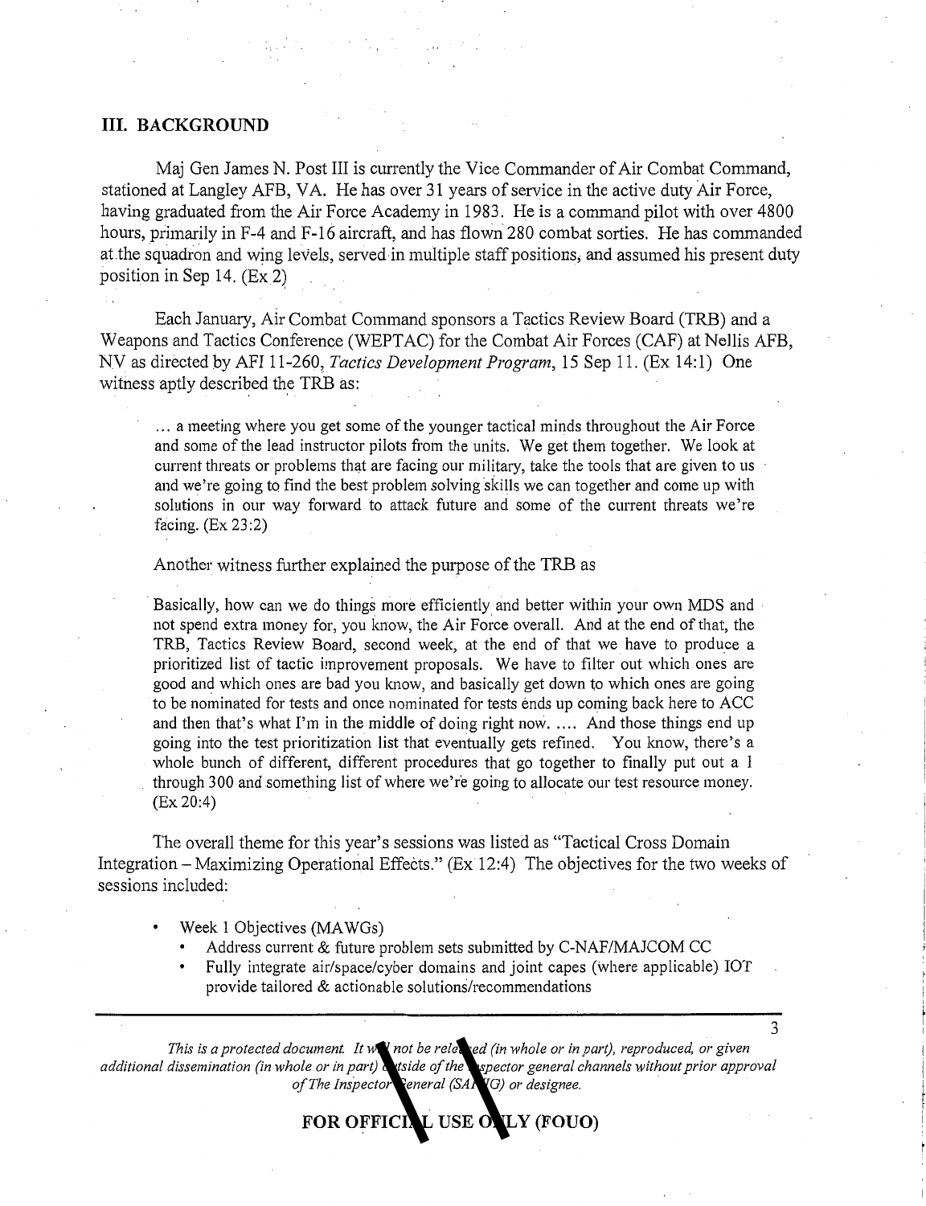## III. BACKGROUND

Maj Gen James N. Post III is currently the Vice Commander of Air Combat Command, stationed at Langley AFB, VA. He has over 31 years of service in the active duty Air Force, having graduated from the Air Force Academy in 1983. He is a command pilot with over 4800 hours, primarily in F-4 and F-16 aircraft, and has flown 280 combat sorties. He has commanded at the squadron and wing levels, served in multiple staff positions, and assumed his present duty position in Sep 14. (Ex 2)

Each January, Air Combat Command sponsors a Tactics Review Board (TRB) and a Weapons and Tactics Conference (WEPTAC) for the Combat Air Forces (CAF) at Nellis AFB, NV as directed by AFI 11-260, *Tactics Development Program*, 15 Sep 11. (Ex 14:1) One witness aptly described the TRB as:

> ... a meeting where you get some of the younger tactical minds throughout the Air Force and some of the lead instructor pilots from the units. We get them together. We look at current threats or problems that are facing our military, take the tools that are given to us and we're going to find the best problem solving skills we can together and come up with solutions in our way forward to attack future and some of the current threats we're facing. (Ex 23:2)

Another witness further explained the purpose of the TRB as

> Basically, how can we do things more efficiently and better within your own MDS and not spend extra money for, you know, the Air Force overall. And at the end of that, the TRB, Tactics Review Board, second week, at the end of that we have to produce a prioritized list of tactic improvement proposals. We have to filter out which ones are good and which ones are bad you know, and basically get down to which ones are going to be nominated for tests and once nominated for tests ends up coming back here to ACC and then that's what I'm in the middle of doing right now. .... And those things end up going into the test prioritization list that eventually gets refined. You know, there's a whole bunch of different, different procedures that go together to finally put out a 1 through 300 and something list of where we're going to allocate our test resource money. (Ex 20:4)

The overall theme for this year's sessions was listed as "Tactical Cross Domain Integration – Maximizing Operational Effects." (Ex 12:4) The objectives for the two weeks of sessions included:

- Week 1 Objectives (MAWGs)
  - Address current & future problem sets submitted by C-NAF/MAJCOM CC
  - Fully integrate air/space/cyber domains and joint capes (where applicable) IOT provide tailored & actionable solutions/recommendations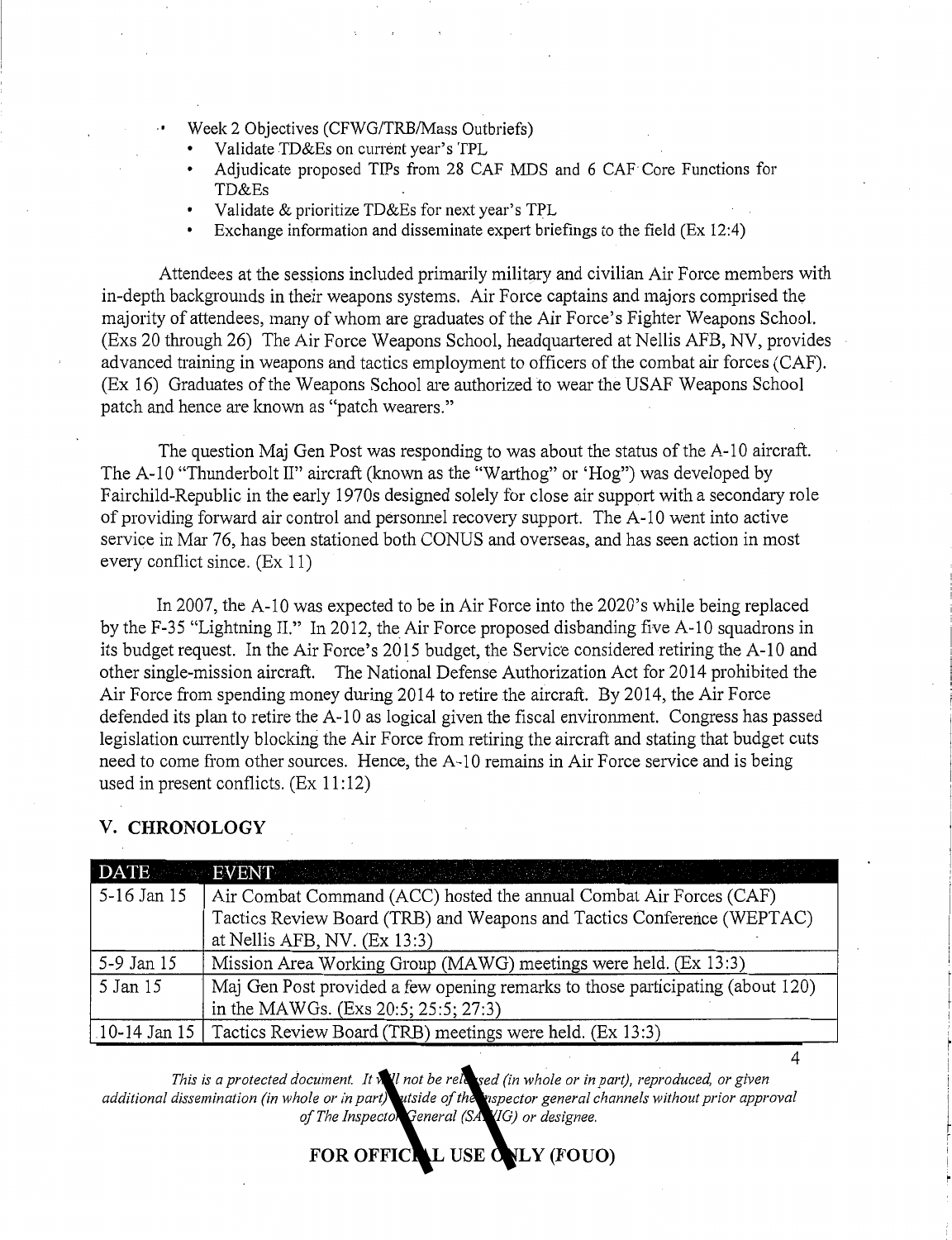- Week 2 Objectives (CFWG/TRB/Mass Outbriefs)
  - Validate TD&Es on current year's TPL
  - Adjudicate proposed TIPs from 28 CAF MDS and 6 CAF Core Functions for TD&Es
  - Validate & prioritize TD&Es for next year's TPL
  - Exchange information and disseminate expert briefings to the field (Ex 12:4)

Attendees at the sessions included primarily military and civilian Air Force members with in-depth backgrounds in their weapons systems. Air Force captains and majors comprised the majority of attendees, many of whom are graduates of the Air Force's Fighter Weapons School. (Exs 20 through 26) The Air Force Weapons School, headquartered at Nellis AFB, NV, provides advanced training in weapons and tactics employment to officers of the combat air forces (CAF). (Ex 16) Graduates of the Weapons School are authorized to wear the USAF Weapons School patch and hence are known as "patch wearers."

The question Maj Gen Post was responding to was about the status of the A-10 aircraft. The A-10 "Thunderbolt II" aircraft (known as the "Warthog" or 'Hog") was developed by Fairchild-Republic in the early 1970s designed solely for close air support with a secondary role of providing forward air control and personnel recovery support. The A-10 went into active service in Mar 76, has been stationed both CONUS and overseas, and has seen action in most every conflict since. (Ex 11)

In 2007, the A-10 was expected to be in Air Force into the 2020's while being replaced by the F-35 "Lightning II." In 2012, the Air Force proposed disbanding five A-10 squadrons in its budget request. In the Air Force's 2015 budget, the Service considered retiring the A-10 and other single-mission aircraft. The National Defense Authorization Act for 2014 prohibited the Air Force from spending money during 2014 to retire the aircraft. By 2014, the Air Force defended its plan to retire the A-10 as logical given the fiscal environment. Congress has passed legislation currently blocking the Air Force from retiring the aircraft and stating that budget cuts need to come from other sources. Hence, the A-10 remains in Air Force service and is being used in present conflicts. (Ex 11:12)

## V. CHRONOLOGY

| DATE | EVENT |
|---|---|
| 5-16 Jan 15 | Air Combat Command (ACC) hosted the annual Combat Air Forces (CAF) Tactics Review Board (TRB) and Weapons and Tactics Conference (WEPTAC) at Nellis AFB, NV. (Ex 13:3) |
| 5-9 Jan 15 | Mission Area Working Group (MAWG) meetings were held. (Ex 13:3) |
| 5 Jan 15 | Maj Gen Post provided a few opening remarks to those participating (about 120) in the MAWGs. (Exs 20:5; 25:5; 27:3) |
| 10-14 Jan 15 | Tactics Review Board (TRB) meetings were held. (Ex 13:3) |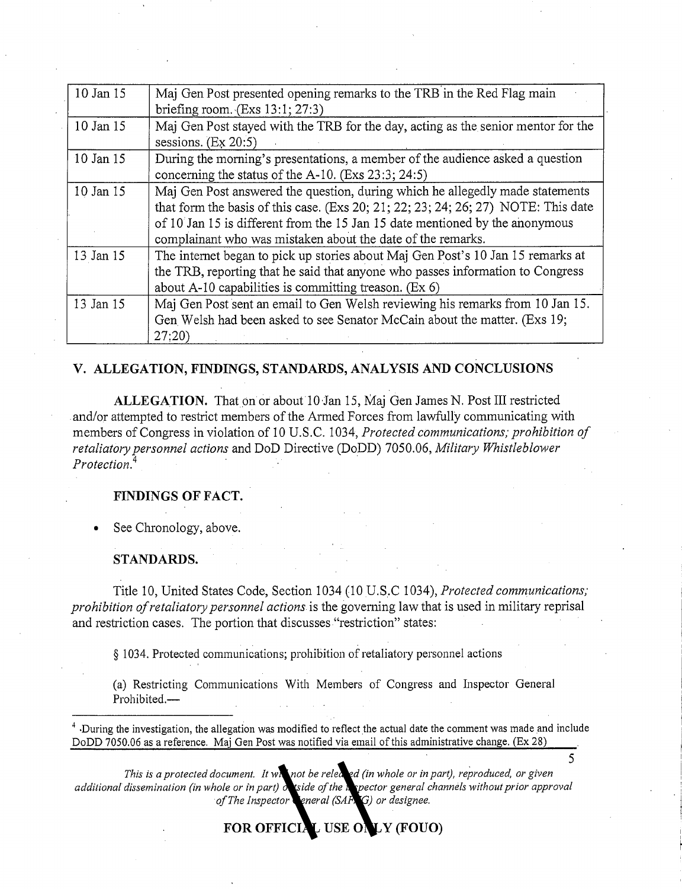| 10 Jan 15 | Maj Gen Post presented opening remarks to the TRB in the Red Flag main briefing room. (Exs 13:1; 27:3) |
|---|---|
| 10 Jan 15 | Maj Gen Post stayed with the TRB for the day, acting as the senior mentor for the sessions. (Ex 20:5) |
| 10 Jan 15 | During the morning's presentations, a member of the audience asked a question concerning the status of the A-10. (Exs 23:3; 24:5) |
| 10 Jan 15 | Maj Gen Post answered the question, during which he allegedly made statements that form the basis of this case. (Exs 20; 21; 22; 23; 24; 26; 27) NOTE: This date of 10 Jan 15 is different from the 15 Jan 15 date mentioned by the anonymous complainant who was mistaken about the date of the remarks. |
| 13 Jan 15 | The internet began to pick up stories about Maj Gen Post's 10 Jan 15 remarks at the TRB, reporting that he said that anyone who passes information to Congress about A-10 capabilities is committing treason. (Ex 6) |
| 13 Jan 15 | Maj Gen Post sent an email to Gen Welsh reviewing his remarks from 10 Jan 15. Gen Welsh had been asked to see Senator McCain about the matter. (Exs 19; 27:20) |

## V. ALLEGATION, FINDINGS, STANDARDS, ANALYSIS AND CONCLUSIONS

**ALLEGATION.** That on or about 10 Jan 15, Maj Gen James N. Post III restricted and/or attempted to restrict members of the Armed Forces from lawfully communicating with members of Congress in violation of 10 U.S.C. 1034, *Protected communications; prohibition of retaliatory personnel actions* and DoD Directive (DoDD) 7050.06, *Military Whistleblower Protection.*[4]

**FINDINGS OF FACT.**

- See Chronology, above.

**STANDARDS.**

Title 10, United States Code, Section 1034 (10 U.S.C 1034), *Protected communications; prohibition of retaliatory personnel actions* is the governing law that is used in military reprisal and restriction cases. The portion that discusses "restriction" states:

§ 1034. Protected communications; prohibition of retaliatory personnel actions

(a) Restricting Communications With Members of Congress and Inspector General Prohibited.—

[4] During the investigation, the allegation was modified to reflect the actual date the comment was made and include DoDD 7050.06 as a reference. Maj Gen Post was notified via email of this administrative change. (Ex 28)

*This is a protected document. It will not be released (in whole or in part), reproduced, or given additional dissemination (in whole or in part) outside of the inspector general channels without prior approval of The Inspector General (SAF/IG) or designee.*

**FOR OFFICIAL USE ONLY (FOUO)**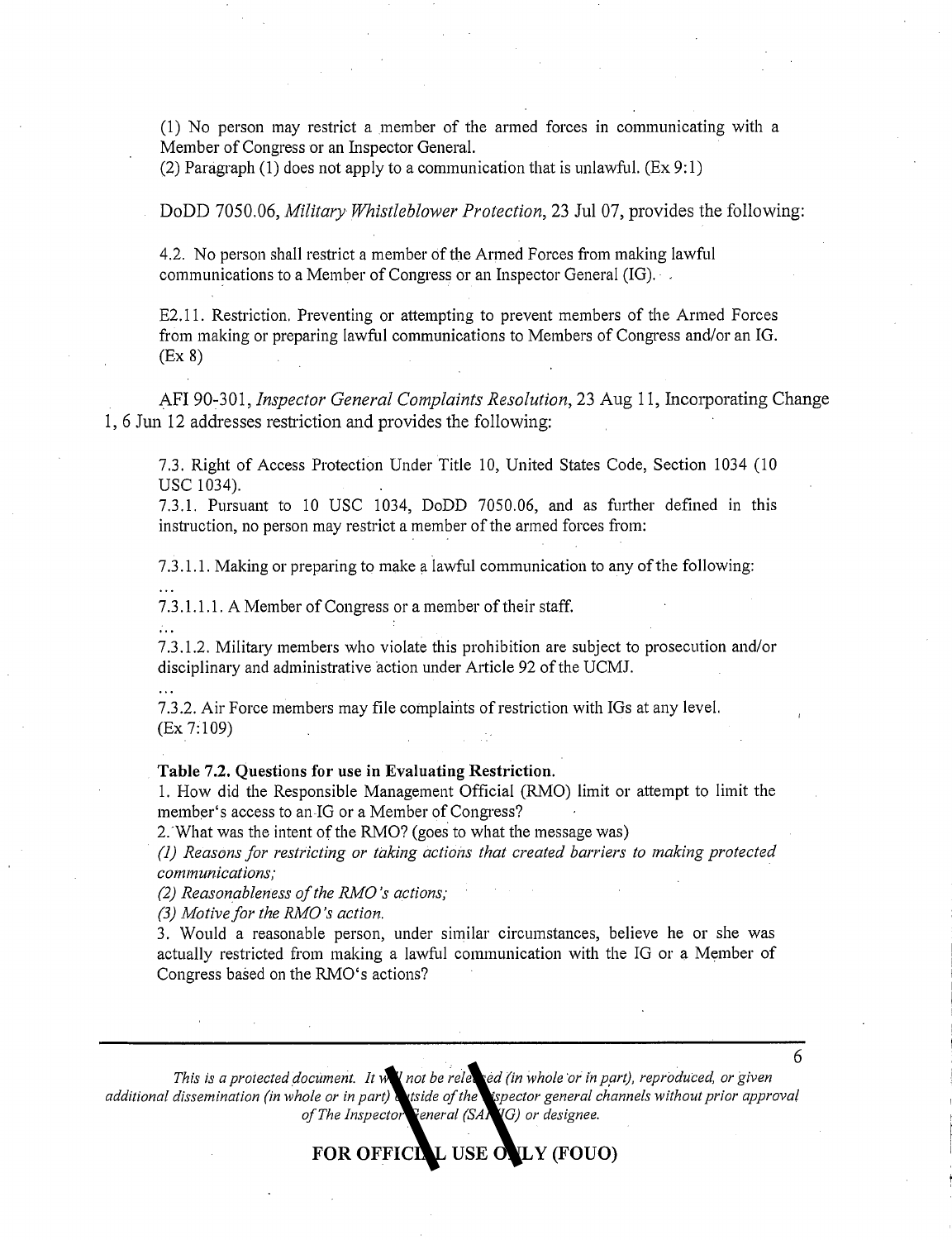(1) No person may restrict a member of the armed forces in communicating with a Member of Congress or an Inspector General.
(2) Paragraph (1) does not apply to a communication that is unlawful. (Ex 9:1)

DoDD 7050.06, *Military Whistleblower Protection*, 23 Jul 07, provides the following:

4.2. No person shall restrict a member of the Armed Forces from making lawful communications to a Member of Congress or an Inspector General (IG).

E2.11. Restriction. Preventing or attempting to prevent members of the Armed Forces from making or preparing lawful communications to Members of Congress and/or an IG. (Ex 8)

AFI 90-301, *Inspector General Complaints Resolution*, 23 Aug 11, Incorporating Change 1, 6 Jun 12 addresses restriction and provides the following:

7.3. Right of Access Protection Under Title 10, United States Code, Section 1034 (10 USC 1034).
7.3.1. Pursuant to 10 USC 1034, DoDD 7050.06, and as further defined in this instruction, no person may restrict a member of the armed forces from:

7.3.1.1. Making or preparing to make a lawful communication to any of the following:
...
7.3.1.1.1. A Member of Congress or a member of their staff.
...
7.3.1.2. Military members who violate this prohibition are subject to prosecution and/or disciplinary and administrative action under Article 92 of the UCMJ.
...
7.3.2. Air Force members may file complaints of restriction with IGs at any level. (Ex 7:109)

**Table 7.2. Questions for use in Evaluating Restriction.**
1. How did the Responsible Management Official (RMO) limit or attempt to limit the member's access to an IG or a Member of Congress?
2. What was the intent of the RMO? (goes to what the message was)
*(1) Reasons for restricting or taking actions that created barriers to making protected communications;*
*(2) Reasonableness of the RMO's actions;*
*(3) Motive for the RMO's action.*
3. Would a reasonable person, under similar circumstances, believe he or she was actually restricted from making a lawful communication with the IG or a Member of Congress based on the RMO's actions?

*This is a protected document. It will not be released (in whole or in part), reproduced, or given additional dissemination (in whole or in part) outside of the inspector general channels without prior approval of The Inspector General (SAF/IG) or designee.*

**FOR OFFICIAL USE ONLY (FOUO)**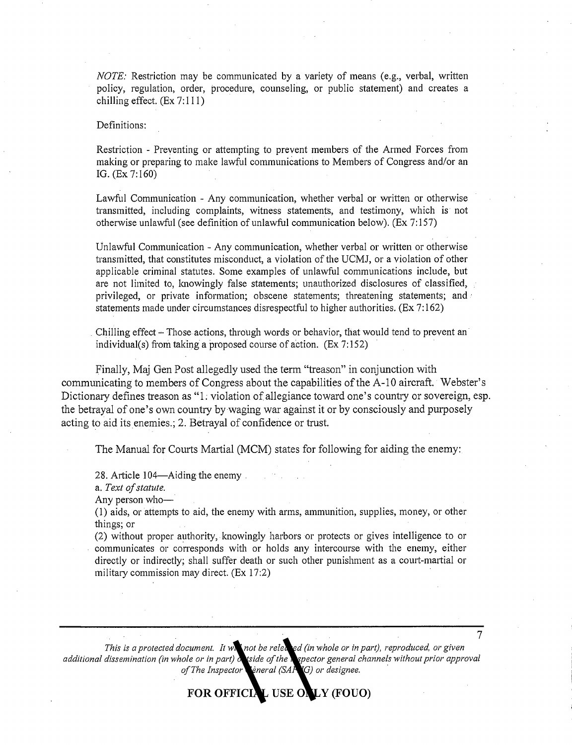*NOTE:* Restriction may be communicated by a variety of means (e.g., verbal, written policy, regulation, order, procedure, counseling, or public statement) and creates a chilling effect. (Ex 7:111)

Definitions:

Restriction - Preventing or attempting to prevent members of the Armed Forces from making or preparing to make lawful communications to Members of Congress and/or an IG. (Ex 7:160)

Lawful Communication - Any communication, whether verbal or written or otherwise transmitted, including complaints, witness statements, and testimony, which is not otherwise unlawful (see definition of unlawful communication below). (Ex 7:157)

Unlawful Communication - Any communication, whether verbal or written or otherwise transmitted, that constitutes misconduct, a violation of the UCMJ, or a violation of other applicable criminal statutes. Some examples of unlawful communications include, but are not limited to, knowingly false statements; unauthorized disclosures of classified, privileged, or private information; obscene statements; threatening statements; and statements made under circumstances disrespectful to higher authorities. (Ex 7:162)

Chilling effect – Those actions, through words or behavior, that would tend to prevent an individual(s) from taking a proposed course of action. (Ex 7:152)

Finally, Maj Gen Post allegedly used the term "treason" in conjunction with communicating to members of Congress about the capabilities of the A-10 aircraft. Webster's Dictionary defines treason as "1. violation of allegiance toward one's country or sovereign, esp. the betrayal of one's own country by waging war against it or by consciously and purposely acting to aid its enemies.; 2. Betrayal of confidence or trust.

The Manual for Courts Martial (MCM) states for following for aiding the enemy:

28. Article 104—Aiding the enemy

a. *Text of statute.*

Any person who—

(1) aids, or attempts to aid, the enemy with arms, ammunition, supplies, money, or other things; or

(2) without proper authority, knowingly harbors or protects or gives intelligence to or communicates or corresponds with or holds any intercourse with the enemy, either directly or indirectly; shall suffer death or such other punishment as a court-martial or military commission may direct. (Ex 17:2)

*This is a protected document. It will not be released (in whole or in part), reproduced, or given additional dissemination (in whole or in part) outside of the inspector general channels without prior approval of The Inspector General (SAF/IG) or designee.*

**FOR OFFICIAL USE ONLY (FOUO)**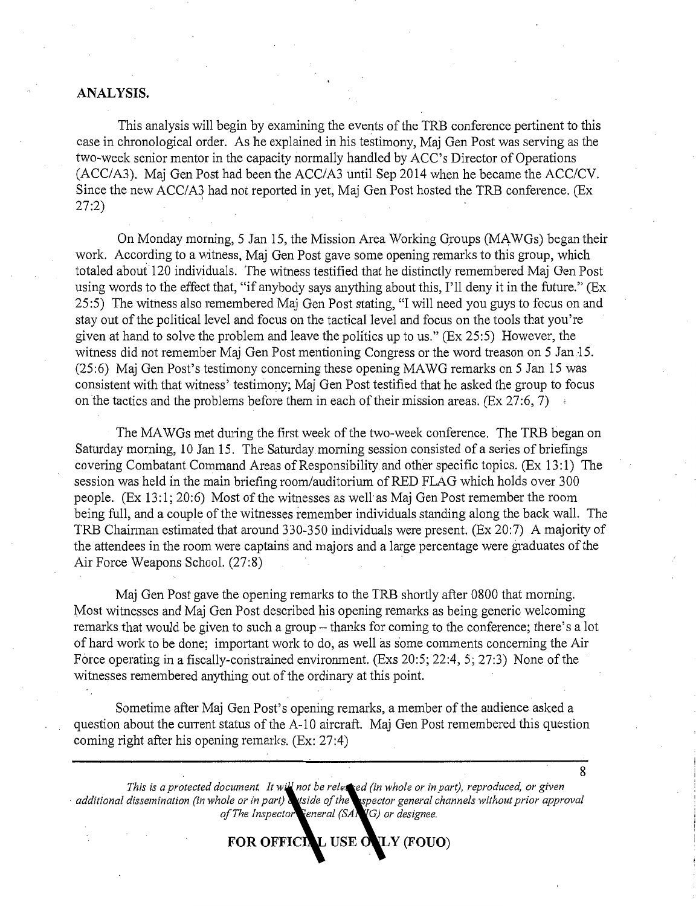**ANALYSIS.**

This analysis will begin by examining the events of the TRB conference pertinent to this case in chronological order. As he explained in his testimony, Maj Gen Post was serving as the two-week senior mentor in the capacity normally handled by ACC's Director of Operations (ACC/A3). Maj Gen Post had been the ACC/A3 until Sep 2014 when he became the ACC/CV. Since the new ACC/A3 had not reported in yet, Maj Gen Post hosted the TRB conference. (Ex 27:2)

On Monday morning, 5 Jan 15, the Mission Area Working Groups (MAWGs) began their work. According to a witness, Maj Gen Post gave some opening remarks to this group, which totaled about 120 individuals. The witness testified that he distinctly remembered Maj Gen Post using words to the effect that, "if anybody says anything about this, I'll deny it in the future." (Ex 25:5) The witness also remembered Maj Gen Post stating, "I will need you guys to focus on and stay out of the political level and focus on the tactical level and focus on the tools that you're given at hand to solve the problem and leave the politics up to us." (Ex 25:5) However, the witness did not remember Maj Gen Post mentioning Congress or the word treason on 5 Jan 15. (25:6) Maj Gen Post's testimony concerning these opening MAWG remarks on 5 Jan 15 was consistent with that witness' testimony; Maj Gen Post testified that he asked the group to focus on the tactics and the problems before them in each of their mission areas. (Ex 27:6, 7)

The MAWGs met during the first week of the two-week conference. The TRB began on Saturday morning, 10 Jan 15. The Saturday morning session consisted of a series of briefings covering Combatant Command Areas of Responsibility and other specific topics. (Ex 13:1) The session was held in the main briefing room/auditorium of RED FLAG which holds over 300 people. (Ex 13:1; 20:6) Most of the witnesses as well as Maj Gen Post remember the room being full, and a couple of the witnesses remember individuals standing along the back wall. The TRB Chairman estimated that around 330-350 individuals were present. (Ex 20:7) A majority of the attendees in the room were captains and majors and a large percentage were graduates of the Air Force Weapons School. (27:8)

Maj Gen Post gave the opening remarks to the TRB shortly after 0800 that morning. Most witnesses and Maj Gen Post described his opening remarks as being generic welcoming remarks that would be given to such a group – thanks for coming to the conference; there's a lot of hard work to be done; important work to do, as well as some comments concerning the Air Force operating in a fiscally-constrained environment. (Exs 20:5; 22:4, 5; 27:3) None of the witnesses remembered anything out of the ordinary at this point.

Sometime after Maj Gen Post's opening remarks, a member of the audience asked a question about the current status of the A-10 aircraft. Maj Gen Post remembered this question coming right after his opening remarks. (Ex: 27:4)

*This is a protected document. It will not be released (in whole or in part), reproduced, or given additional dissemination (in whole or in part) outside of the inspector general channels without prior approval of The Inspector General (SAF/IG) or designee.*

**FOR OFFICIAL USE ONLY (FOUO)**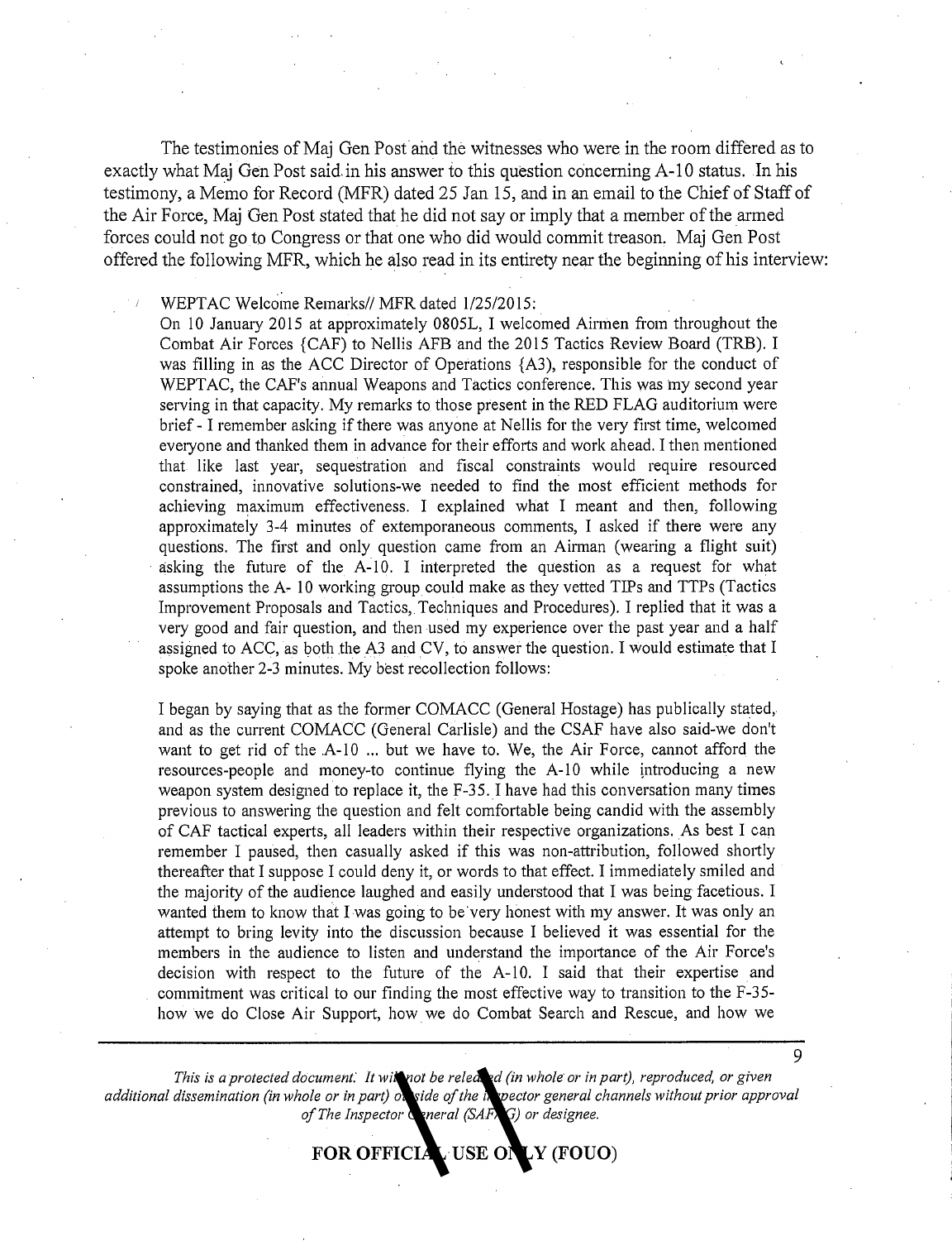The testimonies of Maj Gen Post and the witnesses who were in the room differed as to exactly what Maj Gen Post said in his answer to this question concerning A-10 status. In his testimony, a Memo for Record (MFR) dated 25 Jan 15, and in an email to the Chief of Staff of the Air Force, Maj Gen Post stated that he did not say or imply that a member of the armed forces could not go to Congress or that one who did would commit treason. Maj Gen Post offered the following MFR, which he also read in its entirety near the beginning of his interview:

> WEPTAC Welcome Remarks// MFR dated 1/25/2015:
> On 10 January 2015 at approximately 0805L, I welcomed Airmen from throughout the Combat Air Forces {CAF} to Nellis AFB and the 2015 Tactics Review Board (TRB). I was filling in as the ACC Director of Operations {A3), responsible for the conduct of WEPTAC, the CAF's annual Weapons and Tactics conference. This was my second year serving in that capacity. My remarks to those present in the RED FLAG auditorium were brief - I remember asking if there was anyone at Nellis for the very first time, welcomed everyone and thanked them in advance for their efforts and work ahead. I then mentioned that like last year, sequestration and fiscal constraints would require resourced constrained, innovative solutions-we needed to find the most efficient methods for achieving maximum effectiveness. I explained what I meant and then, following approximately 3-4 minutes of extemporaneous comments, I asked if there were any questions. The first and only question came from an Airman (wearing a flight suit) asking the future of the A-10. I interpreted the question as a request for what assumptions the A- 10 working group could make as they vetted TIPs and TTPs (Tactics Improvement Proposals and Tactics, Techniques and Procedures). I replied that it was a very good and fair question, and then used my experience over the past year and a half assigned to ACC, as both the A3 and CV, to answer the question. I would estimate that I spoke another 2-3 minutes. My best recollection follows:
>
> I began by saying that as the former COMACC (General Hostage) has publically stated, and as the current COMACC (General Carlisle) and the CSAF have also said-we don't want to get rid of the A-10 ... but we have to. We, the Air Force, cannot afford the resources-people and money-to continue flying the A-10 while introducing a new weapon system designed to replace it, the F-35. I have had this conversation many times previous to answering the question and felt comfortable being candid with the assembly of CAF tactical experts, all leaders within their respective organizations. As best I can remember I paused, then casually asked if this was non-attribution, followed shortly thereafter that I suppose I could deny it, or words to that effect. I immediately smiled and the majority of the audience laughed and easily understood that I was being facetious. I wanted them to know that I was going to be very honest with my answer. It was only an attempt to bring levity into the discussion because I believed it was essential for the members in the audience to listen and understand the importance of the Air Force's decision with respect to the future of the A-10. I said that their expertise and commitment was critical to our finding the most effective way to transition to the F-35-how we do Close Air Support, how we do Combat Search and Rescue, and how we

*This is a protected document. It will not be released (in whole or in part), reproduced, or given additional dissemination (in whole or in part) outside of the inspector general channels without prior approval of The Inspector General (SAF/IG) or designee.*

**FOR OFFICIAL USE ONLY (FOUO)**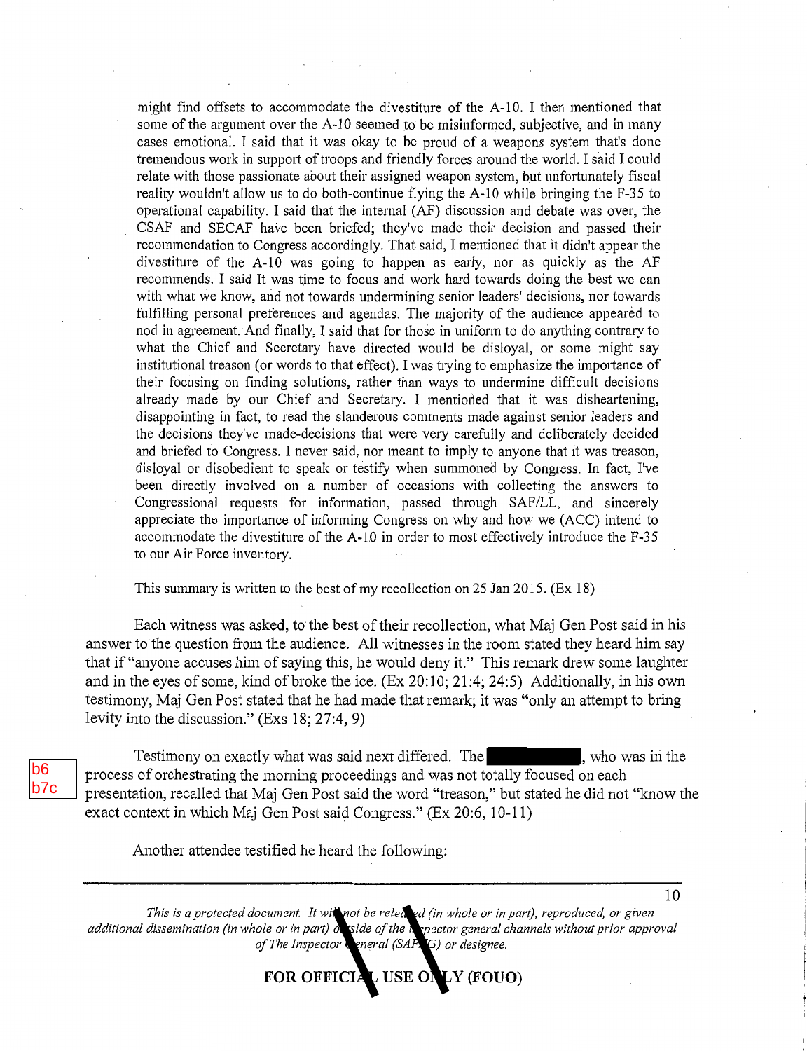might find offsets to accommodate the divestiture of the A-10. I then mentioned that some of the argument over the A-10 seemed to be misinformed, subjective, and in many cases emotional. I said that it was okay to be proud of a weapons system that's done tremendous work in support of troops and friendly forces around the world. I said I could relate with those passionate about their assigned weapon system, but unfortunately fiscal reality wouldn't allow us to do both-continue flying the A-10 while bringing the F-35 to operational capability. I said that the internal (AF) discussion and debate was over, the CSAF and SECAF have been briefed; they've made their decision and passed their recommendation to Congress accordingly. That said, I mentioned that it didn't appear the divestiture of the A-10 was going to happen as early, nor as quickly as the AF recommends. I said It was time to focus and work hard towards doing the best we can with what we know, and not towards undermining senior leaders' decisions, nor towards fulfilling personal preferences and agendas. The majority of the audience appeared to nod in agreement. And finally, I said that for those in uniform to do anything contrary to what the Chief and Secretary have directed would be disloyal, or some might say institutional treason (or words to that effect). I was trying to emphasize the importance of their focusing on finding solutions, rather than ways to undermine difficult decisions already made by our Chief and Secretary. I mentioned that it was disheartening, disappointing in fact, to read the slanderous comments made against senior leaders and the decisions they've made-decisions that were very carefully and deliberately decided and briefed to Congress. I never said, nor meant to imply to anyone that it was treason, disloyal or disobedient to speak or testify when summoned by Congress. In fact, I've been directly involved on a number of occasions with collecting the answers to Congressional requests for information, passed through SAF/LL, and sincerely appreciate the importance of informing Congress on why and how we (ACC) intend to accommodate the divestiture of the A-10 in order to most effectively introduce the F-35 to our Air Force inventory.

This summary is written to the best of my recollection on 25 Jan 2015. (Ex 18)

Each witness was asked, to the best of their recollection, what Maj Gen Post said in his answer to the question from the audience. All witnesses in the room stated they heard him say that if "anyone accuses him of saying this, he would deny it." This remark drew some laughter and in the eyes of some, kind of broke the ice. (Ex 20:10; 21:4; 24:5) Additionally, in his own testimony, Maj Gen Post stated that he had made that remark; it was "only an attempt to bring levity into the discussion." (Exs 18; 27:4, 9)

b6
b7c

Testimony on exactly what was said next differed. The [REDACTED], who was in the process of orchestrating the morning proceedings and was not totally focused on each presentation, recalled that Maj Gen Post said the word "treason," but stated he did not "know the exact context in which Maj Gen Post said Congress." (Ex 20:6, 10-11)

Another attendee testified he heard the following:

*This is a protected document. It will not be released (in whole or in part), reproduced, or given additional dissemination (in whole or in part) outside of the inspector general channels without prior approval of The Inspector General (SAF/IG) or designee.*

**FOR OFFICIAL USE ONLY (FOUO)**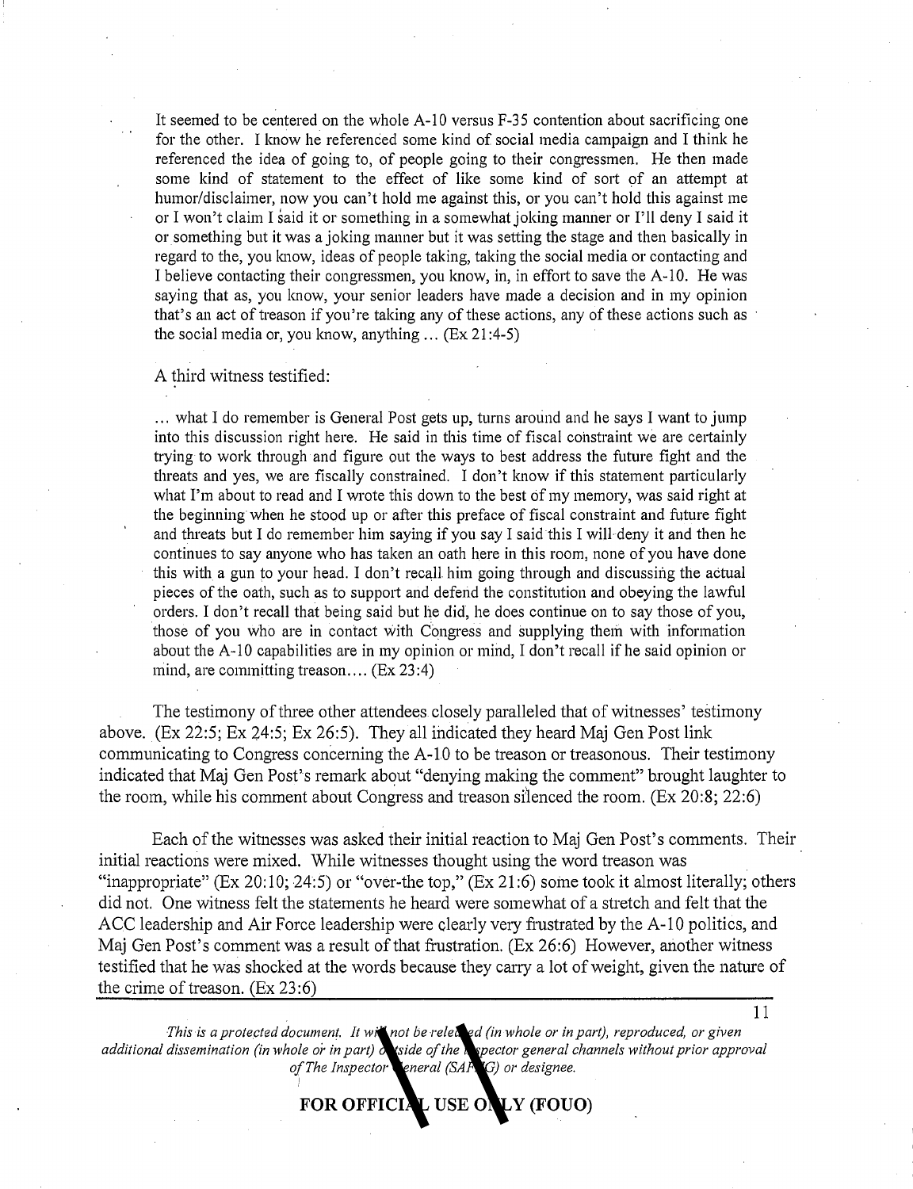> It seemed to be centered on the whole A-10 versus F-35 contention about sacrificing one for the other. I know he referenced some kind of social media campaign and I think he referenced the idea of going to, of people going to their congressmen. He then made some kind of statement to the effect of like some kind of sort of an attempt at humor/disclaimer, now you can't hold me against this, or you can't hold this against me or I won't claim I said it or something in a somewhat joking manner or I'll deny I said it or something but it was a joking manner but it was setting the stage and then basically in regard to the, you know, ideas of people taking, taking the social media or contacting and I believe contacting their congressmen, you know, in, in effort to save the A-10. He was saying that as, you know, your senior leaders have made a decision and in my opinion that's an act of treason if you're taking any of these actions, any of these actions such as the social media or, you know, anything ... (Ex 21:4-5)

A third witness testified:

> ... what I do remember is General Post gets up, turns around and he says I want to jump into this discussion right here. He said in this time of fiscal constraint we are certainly trying to work through and figure out the ways to best address the future fight and the threats and yes, we are fiscally constrained. I don't know if this statement particularly what I'm about to read and I wrote this down to the best of my memory, was said right at the beginning when he stood up or after this preface of fiscal constraint and future fight and threats but I do remember him saying if you say I said this I will deny it and then he continues to say anyone who has taken an oath here in this room, none of you have done this with a gun to your head. I don't recall him going through and discussing the actual pieces of the oath, such as to support and defend the constitution and obeying the lawful orders. I don't recall that being said but he did, he does continue on to say those of you, those of you who are in contact with Congress and supplying them with information about the A-10 capabilities are in my opinion or mind, I don't recall if he said opinion or mind, are committing treason.... (Ex 23:4)

The testimony of three other attendees closely paralleled that of witnesses' testimony above. (Ex 22:5; Ex 24:5; Ex 26:5). They all indicated they heard Maj Gen Post link communicating to Congress concerning the A-10 to be treason or treasonous. Their testimony indicated that Maj Gen Post's remark about "denying making the comment" brought laughter to the room, while his comment about Congress and treason silenced the room. (Ex 20:8; 22:6)

Each of the witnesses was asked their initial reaction to Maj Gen Post's comments. Their initial reactions were mixed. While witnesses thought using the word treason was "inappropriate" (Ex 20:10; 24:5) or "over-the top," (Ex 21:6) some took it almost literally; others did not. One witness felt the statements he heard were somewhat of a stretch and felt that the ACC leadership and Air Force leadership were clearly very frustrated by the A-10 politics, and Maj Gen Post's comment was a result of that frustration. (Ex 26:6) However, another witness testified that he was shocked at the words because they carry a lot of weight, given the nature of the crime of treason. (Ex 23:6)

*This is a protected document. It will not be released (in whole or in part), reproduced, or given additional dissemination (in whole or in part) outside of the inspector general channels without prior approval of The Inspector General (SAF/IG) or designee.*

**FOR OFFICIAL USE ONLY (FOUO)**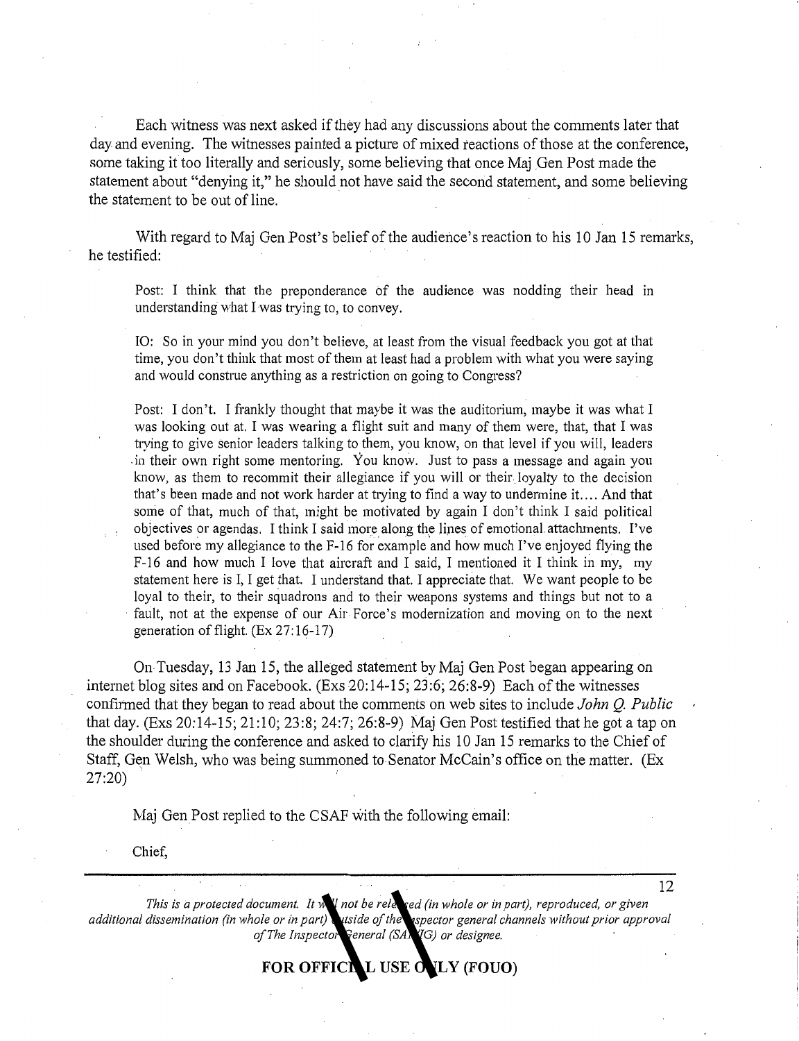Each witness was next asked if they had any discussions about the comments later that day and evening. The witnesses painted a picture of mixed reactions of those at the conference, some taking it too literally and seriously, some believing that once Maj Gen Post made the statement about "denying it," he should not have said the second statement, and some believing the statement to be out of line.

With regard to Maj Gen Post's belief of the audience's reaction to his 10 Jan 15 remarks, he testified:

> Post: I think that the preponderance of the audience was nodding their head in understanding what I was trying to, to convey.
>
> IO: So in your mind you don't believe, at least from the visual feedback you got at that time, you don't think that most of them at least had a problem with what you were saying and would construe anything as a restriction on going to Congress?
>
> Post: I don't. I frankly thought that maybe it was the auditorium, maybe it was what I was looking out at. I was wearing a flight suit and many of them were, that, that I was trying to give senior leaders talking to them, you know, on that level if you will, leaders in their own right some mentoring. You know. Just to pass a message and again you know, as them to recommit their allegiance if you will or their loyalty to the decision that's been made and not work harder at trying to find a way to undermine it.... And that some of that, much of that, might be motivated by again I don't think I said political objectives or agendas. I think I said more along the lines of emotional attachments. I've used before my allegiance to the F-16 for example and how much I've enjoyed flying the F-16 and how much I love that aircraft and I said, I mentioned it I think in my, my statement here is I, I get that. I understand that. I appreciate that. We want people to be loyal to their, to their squadrons and to their weapons systems and things but not to a fault, not at the expense of our Air Force's modernization and moving on to the next generation of flight. (Ex 27:16-17)

On Tuesday, 13 Jan 15, the alleged statement by Maj Gen Post began appearing on internet blog sites and on Facebook. (Exs 20:14-15; 23:6; 26:8-9) Each of the witnesses confirmed that they began to read about the comments on web sites to include *John Q. Public* that day. (Exs 20:14-15; 21:10; 23:8; 24:7; 26:8-9) Maj Gen Post testified that he got a tap on the shoulder during the conference and asked to clarify his 10 Jan 15 remarks to the Chief of Staff, Gen Welsh, who was being summoned to Senator McCain's office on the matter. (Ex 27:20)

Maj Gen Post replied to the CSAF with the following email:

Chief,

*This is a protected document. It will not be released (in whole or in part), reproduced, or given additional dissemination (in whole or in part) outside of the inspector general channels without prior approval of The Inspector General (SAF/IG) or designee.*

**FOR OFFICIAL USE ONLY (FOUO)**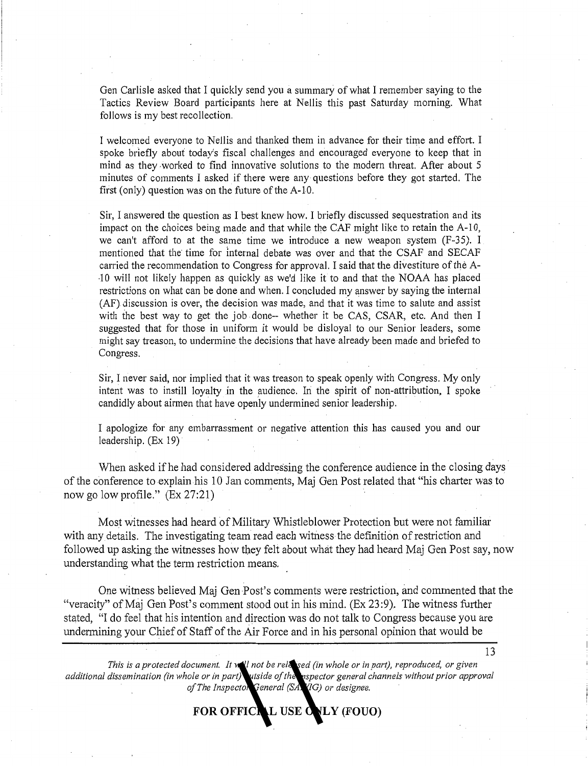Gen Carlisle asked that I quickly send you a summary of what I remember saying to the Tactics Review Board participants here at Nellis this past Saturday morning. What follows is my best recollection.

I welcomed everyone to Nellis and thanked them in advance for their time and effort. I spoke briefly about today's fiscal challenges and encouraged everyone to keep that in mind as they worked to find innovative solutions to the modern threat. After about 5 minutes of comments I asked if there were any questions before they got started. The first (only) question was on the future of the A-10.

Sir, I answered the question as I best knew how. I briefly discussed sequestration and its impact on the choices being made and that while the CAF might like to retain the A-10, we can't afford to at the same time we introduce a new weapon system (F-35). I mentioned that the time for internal debate was over and that the CSAF and SECAF carried the recommendation to Congress for approval. I said that the divestiture of the A-10 will not likely happen as quickly as we'd like it to and that the NOAA has placed restrictions on what can be done and when. I concluded my answer by saying the internal (AF) discussion is over, the decision was made, and that it was time to salute and assist with the best way to get the job done-- whether it be CAS, CSAR, etc. And then I suggested that for those in uniform it would be disloyal to our Senior leaders, some might say treason, to undermine the decisions that have already been made and briefed to Congress.

Sir, I never said, nor implied that it was treason to speak openly with Congress. My only intent was to instill loyalty in the audience. In the spirit of non-attribution, I spoke candidly about airmen that have openly undermined senior leadership.

I apologize for any embarrassment or negative attention this has caused you and our leadership. (Ex 19)

When asked if he had considered addressing the conference audience in the closing days of the conference to explain his 10 Jan comments, Maj Gen Post related that "his charter was to now go low profile." (Ex 27:21)

Most witnesses had heard of Military Whistleblower Protection but were not familiar with any details. The investigating team read each witness the definition of restriction and followed up asking the witnesses how they felt about what they had heard Maj Gen Post say, now understanding what the term restriction means.

One witness believed Maj Gen Post's comments were restriction, and commented that the "veracity" of Maj Gen Post's comment stood out in his mind. (Ex 23:9). The witness further stated, "I do feel that his intention and direction was do not talk to Congress because you are undermining your Chief of Staff of the Air Force and in his personal opinion that would be

*This is a protected document. It will not be released (in whole or in part), reproduced, or given additional dissemination (in whole or in part) outside of the inspector general channels without prior approval of The Inspector General (SAF/IG) or designee.*

**FOR OFFICIAL USE ONLY (FOUO)**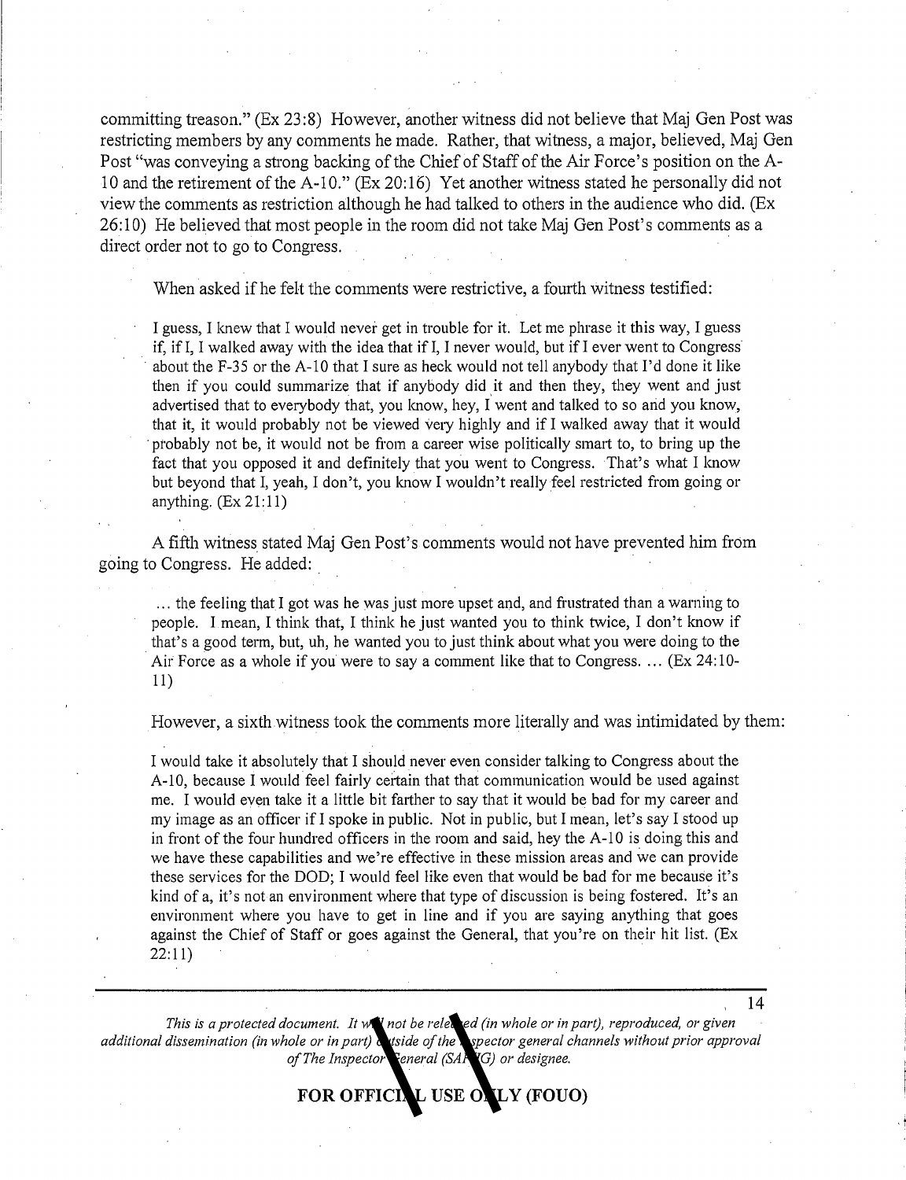committing treason." (Ex 23:8) However, another witness did not believe that Maj Gen Post was restricting members by any comments he made. Rather, that witness, a major, believed, Maj Gen Post "was conveying a strong backing of the Chief of Staff of the Air Force's position on the A-10 and the retirement of the A-10." (Ex 20:16) Yet another witness stated he personally did not view the comments as restriction although he had talked to others in the audience who did. (Ex 26:10) He believed that most people in the room did not take Maj Gen Post's comments as a direct order not to go to Congress.

When asked if he felt the comments were restrictive, a fourth witness testified:

> I guess, I knew that I would never get in trouble for it. Let me phrase it this way, I guess if, if I, I walked away with the idea that if I, I never would, but if I ever went to Congress about the F-35 or the A-10 that I sure as heck would not tell anybody that I'd done it like then if you could summarize that if anybody did it and then they, they went and just advertised that to everybody that, you know, hey, I went and talked to so and you know, that it, it would probably not be viewed very highly and if I walked away that it would probably not be, it would not be from a career wise politically smart to, to bring up the fact that you opposed it and definitely that you went to Congress. That's what I know but beyond that I, yeah, I don't, you know I wouldn't really feel restricted from going or anything. (Ex 21:11)

A fifth witness stated Maj Gen Post's comments would not have prevented him from going to Congress. He added:

> … the feeling that I got was he was just more upset and, and frustrated than a warning to people. I mean, I think that, I think he just wanted you to think twice, I don't know if that's a good term, but, uh, he wanted you to just think about what you were doing to the Air Force as a whole if you were to say a comment like that to Congress. … (Ex 24:10-11)

However, a sixth witness took the comments more literally and was intimidated by them:

> I would take it absolutely that I should never even consider talking to Congress about the A-10, because I would feel fairly certain that that communication would be used against me. I would even take it a little bit farther to say that it would be bad for my career and my image as an officer if I spoke in public. Not in public, but I mean, let's say I stood up in front of the four hundred officers in the room and said, hey the A-10 is doing this and we have these capabilities and we're effective in these mission areas and we can provide these services for the DOD; I would feel like even that would be bad for me because it's kind of a, it's not an environment where that type of discussion is being fostered. It's an environment where you have to get in line and if you are saying anything that goes against the Chief of Staff or goes against the General, that you're on their hit list. (Ex 22:11)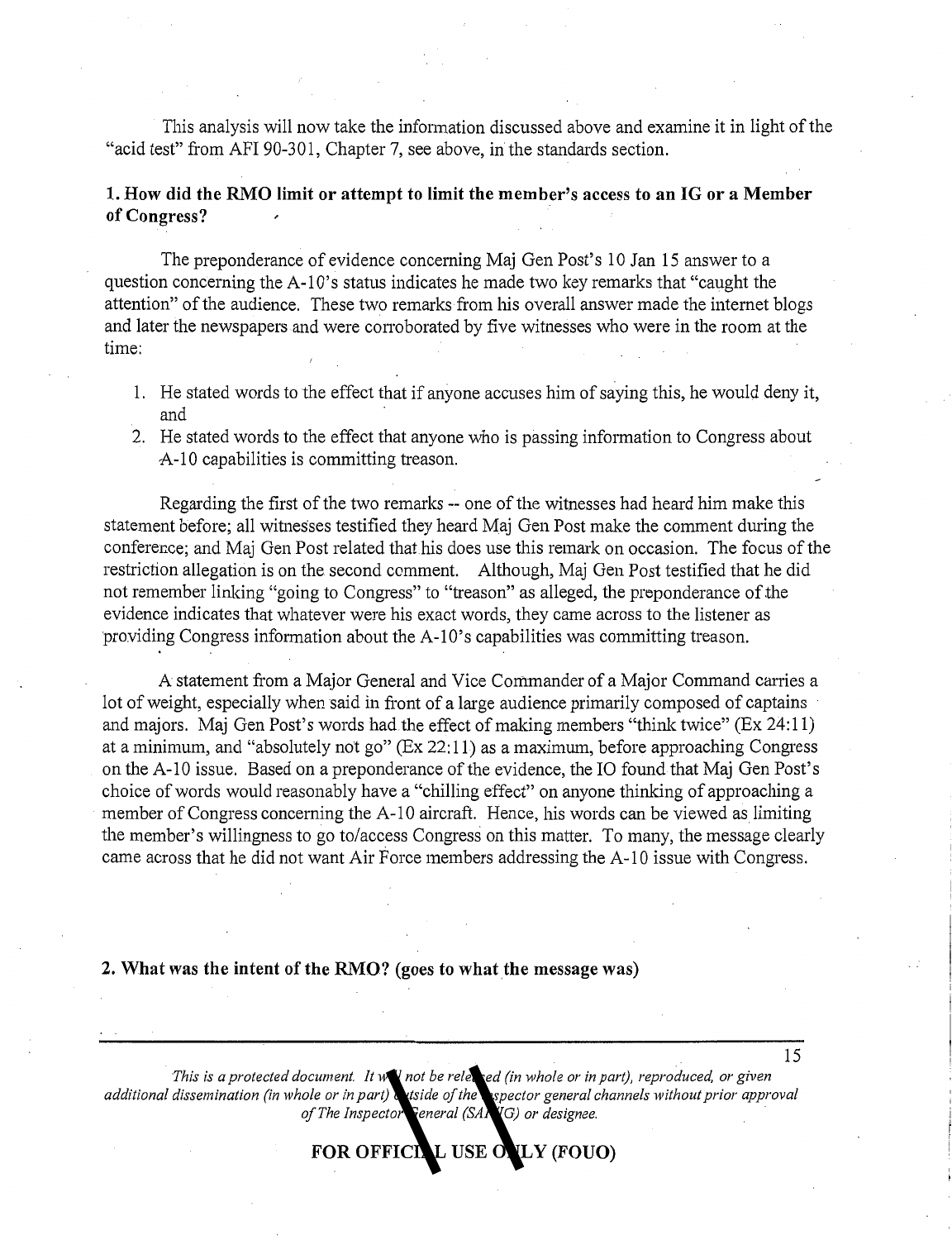This analysis will now take the information discussed above and examine it in light of the "acid test" from AFI 90-301, Chapter 7, see above, in the standards section.

**1. How did the RMO limit or attempt to limit the member's access to an IG or a Member of Congress?**

The preponderance of evidence concerning Maj Gen Post's 10 Jan 15 answer to a question concerning the A-10's status indicates he made two key remarks that "caught the attention" of the audience. These two remarks from his overall answer made the internet blogs and later the newspapers and were corroborated by five witnesses who were in the room at the time:

1. He stated words to the effect that if anyone accuses him of saying this, he would deny it, and
2. He stated words to the effect that anyone who is passing information to Congress about A-10 capabilities is committing treason.

Regarding the first of the two remarks -- one of the witnesses had heard him make this statement before; all witnesses testified they heard Maj Gen Post make the comment during the conference; and Maj Gen Post related that his does use this remark on occasion. The focus of the restriction allegation is on the second comment. Although, Maj Gen Post testified that he did not remember linking "going to Congress" to "treason" as alleged, the preponderance of the evidence indicates that whatever were his exact words, they came across to the listener as providing Congress information about the A-10's capabilities was committing treason.

A statement from a Major General and Vice Commander of a Major Command carries a lot of weight, especially when said in front of a large audience primarily composed of captains and majors. Maj Gen Post's words had the effect of making members "think twice" (Ex 24:11) at a minimum, and "absolutely not go" (Ex 22:11) as a maximum, before approaching Congress on the A-10 issue. Based on a preponderance of the evidence, the IO found that Maj Gen Post's choice of words would reasonably have a "chilling effect" on anyone thinking of approaching a member of Congress concerning the A-10 aircraft. Hence, his words can be viewed as limiting the member's willingness to go to/access Congress on this matter. To many, the message clearly came across that he did not want Air Force members addressing the A-10 issue with Congress.

**2. What was the intent of the RMO? (goes to what the message was)**

*This is a protected document. It will not be released (in whole or in part), reproduced, or given additional dissemination (in whole or in part) outside of the inspector general channels without prior approval of The Inspector General (SAF/IG) or designee.*

**FOR OFFICIAL USE ONLY (FOUO)**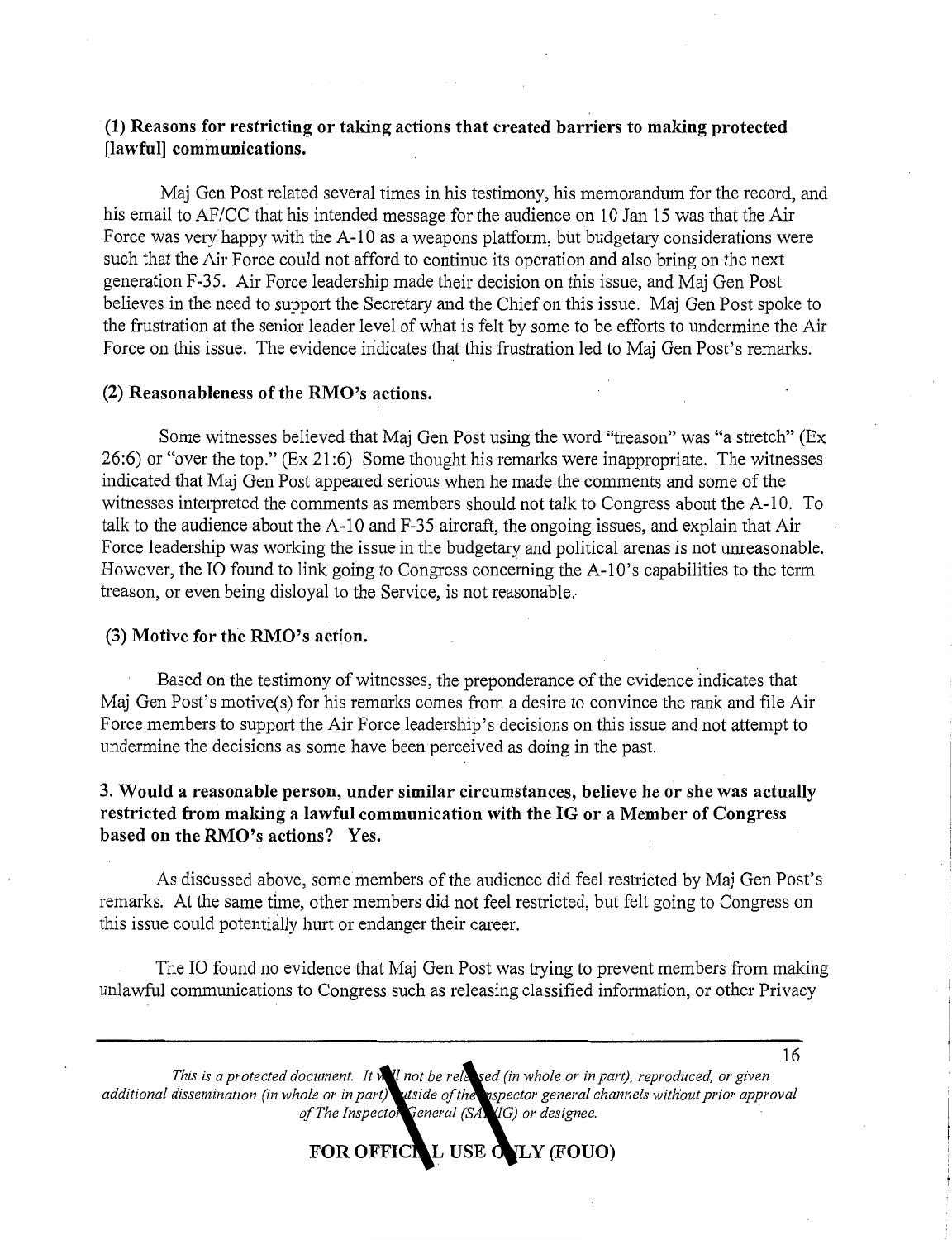**(1) Reasons for restricting or taking actions that created barriers to making protected [lawful] communications.**

Maj Gen Post related several times in his testimony, his memorandum for the record, and his email to AF/CC that his intended message for the audience on 10 Jan 15 was that the Air Force was very happy with the A-10 as a weapons platform, but budgetary considerations were such that the Air Force could not afford to continue its operation and also bring on the next generation F-35. Air Force leadership made their decision on this issue, and Maj Gen Post believes in the need to support the Secretary and the Chief on this issue. Maj Gen Post spoke to the frustration at the senior leader level of what is felt by some to be efforts to undermine the Air Force on this issue. The evidence indicates that this frustration led to Maj Gen Post's remarks.

**(2) Reasonableness of the RMO's actions.**

Some witnesses believed that Maj Gen Post using the word "treason" was "a stretch" (Ex 26:6) or "over the top." (Ex 21:6) Some thought his remarks were inappropriate. The witnesses indicated that Maj Gen Post appeared serious when he made the comments and some of the witnesses interpreted the comments as members should not talk to Congress about the A-10. To talk to the audience about the A-10 and F-35 aircraft, the ongoing issues, and explain that Air Force leadership was working the issue in the budgetary and political arenas is not unreasonable. However, the IO found to link going to Congress concerning the A-10's capabilities to the term treason, or even being disloyal to the Service, is not reasonable.

**(3) Motive for the RMO's action.**

Based on the testimony of witnesses, the preponderance of the evidence indicates that Maj Gen Post's motive(s) for his remarks comes from a desire to convince the rank and file Air Force members to support the Air Force leadership's decisions on this issue and not attempt to undermine the decisions as some have been perceived as doing in the past.

**3. Would a reasonable person, under similar circumstances, believe he or she was actually restricted from making a lawful communication with the IG or a Member of Congress based on the RMO's actions? Yes.**

As discussed above, some members of the audience did feel restricted by Maj Gen Post's remarks. At the same time, other members did not feel restricted, but felt going to Congress on this issue could potentially hurt or endanger their career.

The IO found no evidence that Maj Gen Post was trying to prevent members from making unlawful communications to Congress such as releasing classified information, or other Privacy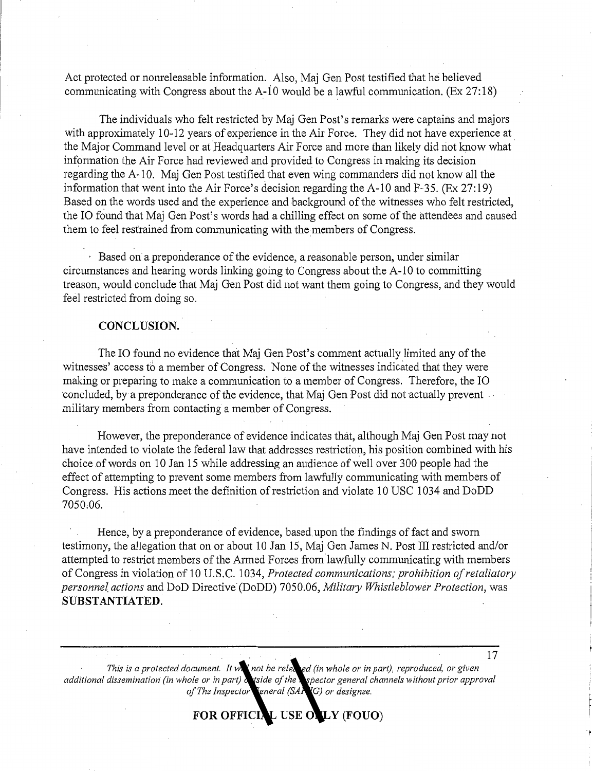Act protected or nonreleasable information. Also, Maj Gen Post testified that he believed communicating with Congress about the A-10 would be a lawful communication. (Ex 27:18)

The individuals who felt restricted by Maj Gen Post's remarks were captains and majors with approximately 10-12 years of experience in the Air Force. They did not have experience at the Major Command level or at Headquarters Air Force and more than likely did not know what information the Air Force had reviewed and provided to Congress in making its decision regarding the A-10. Maj Gen Post testified that even wing commanders did not know all the information that went into the Air Force's decision regarding the A-10 and F-35. (Ex 27:19) Based on the words used and the experience and background of the witnesses who felt restricted, the IO found that Maj Gen Post's words had a chilling effect on some of the attendees and caused them to feel restrained from communicating with the members of Congress.

Based on a preponderance of the evidence, a reasonable person, under similar circumstances and hearing words linking going to Congress about the A-10 to committing treason, would conclude that Maj Gen Post did not want them going to Congress, and they would feel restricted from doing so.

**CONCLUSION.**

The IO found no evidence that Maj Gen Post's comment actually limited any of the witnesses' access to a member of Congress. None of the witnesses indicated that they were making or preparing to make a communication to a member of Congress. Therefore, the IO concluded, by a preponderance of the evidence, that Maj Gen Post did not actually prevent military members from contacting a member of Congress.

However, the preponderance of evidence indicates that, although Maj Gen Post may not have intended to violate the federal law that addresses restriction, his position combined with his choice of words on 10 Jan 15 while addressing an audience of well over 300 people had the effect of attempting to prevent some members from lawfully communicating with members of Congress. His actions meet the definition of restriction and violate 10 USC 1034 and DoDD 7050.06.

Hence, by a preponderance of evidence, based upon the findings of fact and sworn testimony, the allegation that on or about 10 Jan 15, Maj Gen James N. Post III restricted and/or attempted to restrict members of the Armed Forces from lawfully communicating with members of Congress in violation of 10 U.S.C. 1034, *Protected communications; prohibition of retaliatory personnel actions* and DoD Directive (DoDD) 7050.06, *Military Whistleblower Protection*, was **SUBSTANTIATED.**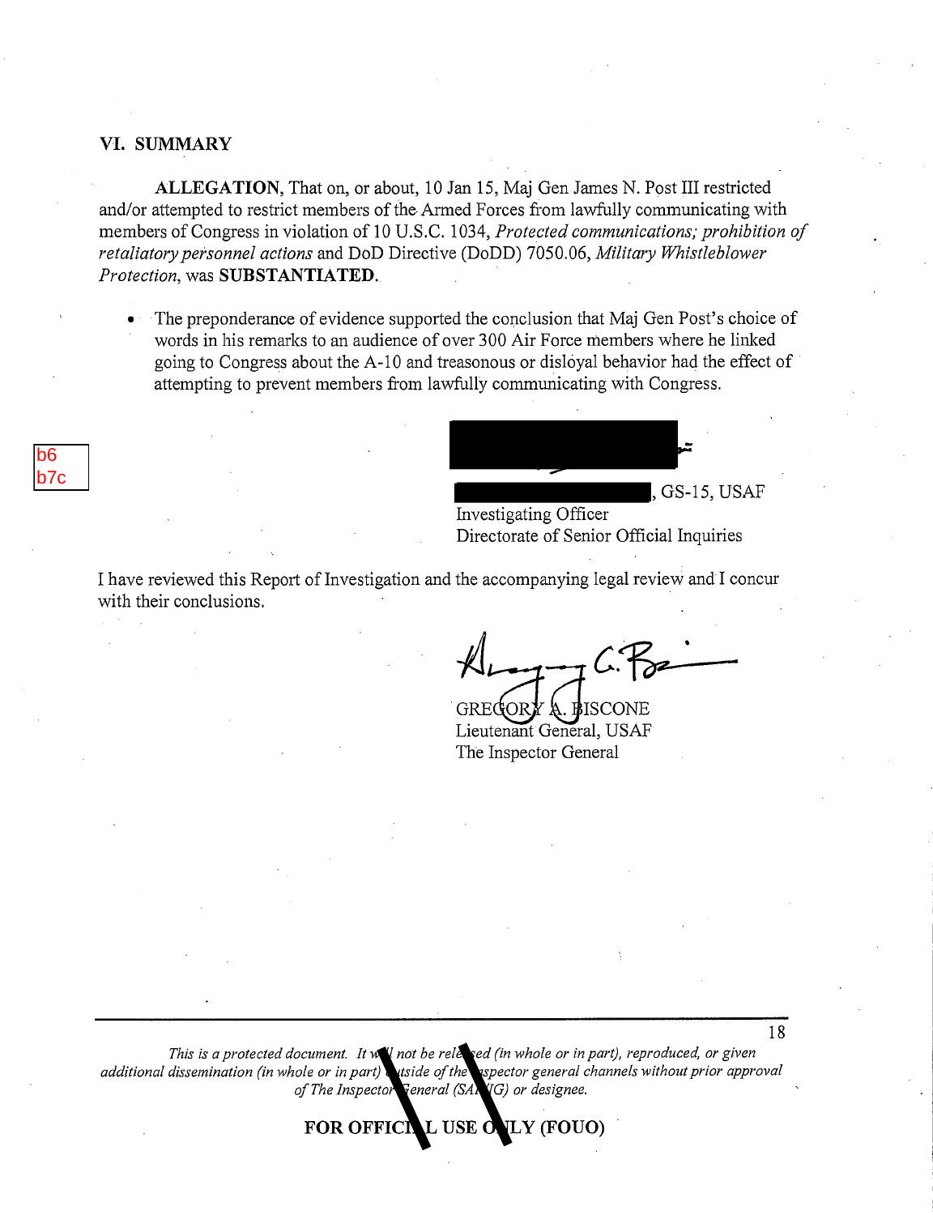## VI. SUMMARY

**ALLEGATION**, That on, or about, 10 Jan 15, Maj Gen James N. Post III restricted and/or attempted to restrict members of the Armed Forces from lawfully communicating with members of Congress in violation of 10 U.S.C. 1034, *Protected communications; prohibition of retaliatory personnel actions* and DoD Directive (DoDD) 7050.06, *Military Whistleblower Protection*, was **SUBSTANTIATED.**

- The preponderance of evidence supported the conclusion that Maj Gen Post's choice of words in his remarks to an audience of over 300 Air Force members where he linked going to Congress about the A-10 and treasonous or disloyal behavior had the effect of attempting to prevent members from lawfully communicating with Congress.

b6
b7c

, GS-15, USAF
Investigating Officer
Directorate of Senior Official Inquiries

I have reviewed this Report of Investigation and the accompanying legal review and I concur with their conclusions.

GREGORY A. BISCONE
Lieutenant General, USAF
The Inspector General

*This is a protected document. It will not be released (in whole or in part), reproduced, or given additional dissemination (in whole or in part) outside of the inspector general channels without prior approval of The Inspector General (SAF/IG) or designee.*

**FOR OFFICIAL USE ONLY (FOUO)**